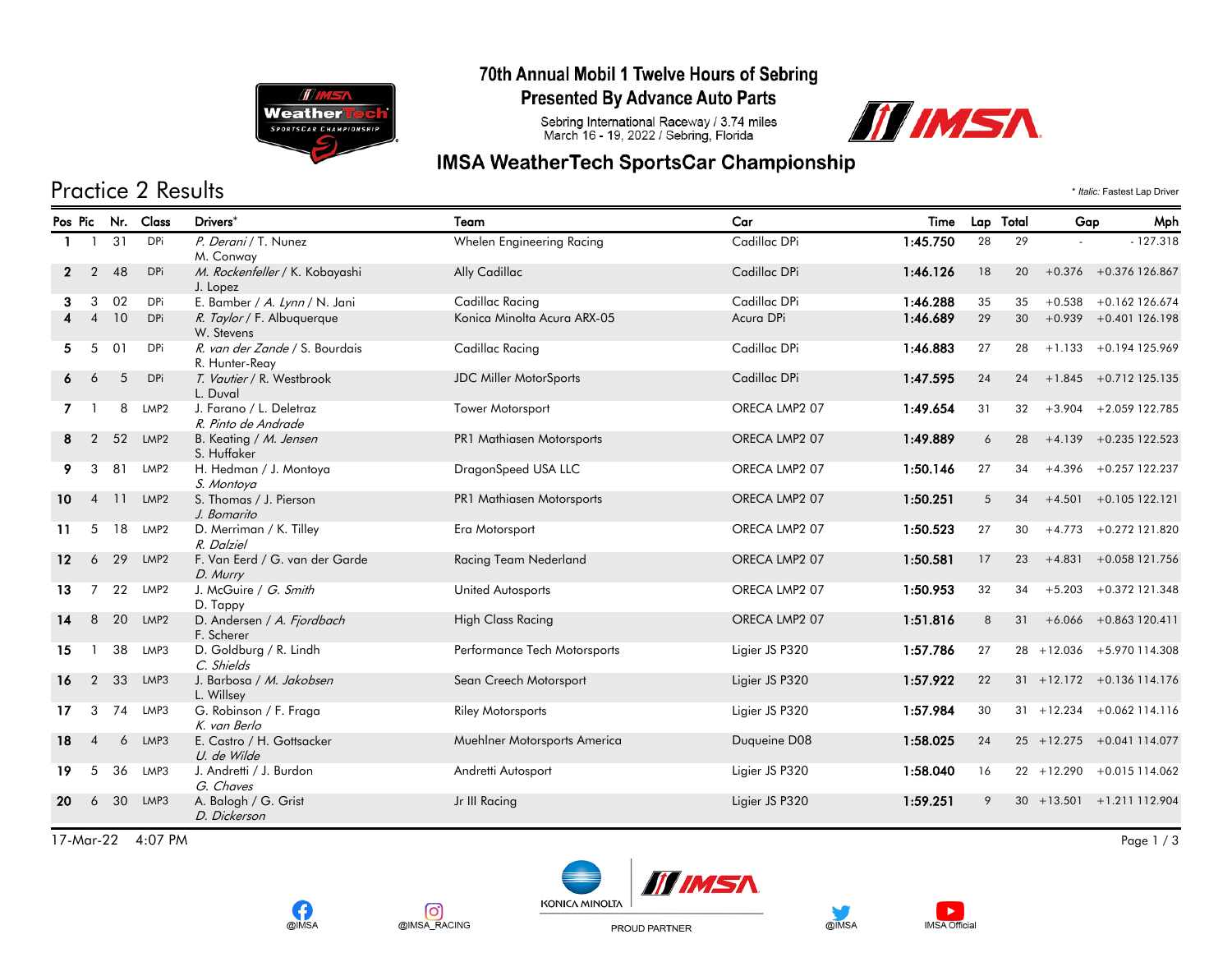# 70th Annual Mobil 1 Twelve Hours of Sebring

## Presented By Advance Auto Parts

Sebring International Raceway / 3.74 miles
March 16 - 19, 2022 / Sebring, Florida

## IMSA WeatherTech SportsCar Championship

## Practice 2 Results

* *Italic:* Fastest Lap Driver

| Pos | Pic | Nr. | Class | Drivers* | Team | Car | Time | Lap | Total | Gap | | Mph |
|---|---|---|---|---|---|---|---|---|---|---|---|---|
| 1 | 1 | 31 | DPi | *P. Derani* / T. Nunez<br>M. Conway | Whelen Engineering Racing | Cadillac DPi | **1:45.750** | 28 | 29 | - | - | 127.318 |
| 2 | 2 | 48 | DPi | *M. Rockenfeller* / K. Kobayashi<br>J. Lopez | Ally Cadillac | Cadillac DPi | **1:46.126** | 18 | 20 | +0.376 | +0.376 | 126.867 |
| 3 | 3 | 02 | DPi | E. Bamber / *A. Lynn* / N. Jani | Cadillac Racing | Cadillac DPi | **1:46.288** | 35 | 35 | +0.538 | +0.162 | 126.674 |
| 4 | 4 | 10 | DPi | *R. Taylor* / F. Albuquerque<br>W. Stevens | Konica Minolta Acura ARX-05 | Acura DPi | **1:46.689** | 29 | 30 | +0.939 | +0.401 | 126.198 |
| 5 | 5 | 01 | DPi | *R. van der Zande* / S. Bourdais<br>R. Hunter-Reay | Cadillac Racing | Cadillac DPi | **1:46.883** | 27 | 28 | +1.133 | +0.194 | 125.969 |
| 6 | 6 | 5 | DPi | *T. Vautier* / R. Westbrook<br>L. Duval | JDC Miller MotorSports | Cadillac DPi | **1:47.595** | 24 | 24 | +1.845 | +0.712 | 125.135 |
| 7 | 1 | 8 | LMP2 | J. Farano / L. Deletraz<br>*R. Pinto de Andrade* | Tower Motorsport | ORECA LMP2 07 | **1:49.654** | 31 | 32 | +3.904 | +2.059 | 122.785 |
| 8 | 2 | 52 | LMP2 | B. Keating / *M. Jensen*<br>S. Huffaker | PR1 Mathiasen Motorsports | ORECA LMP2 07 | **1:49.889** | 6 | 28 | +4.139 | +0.235 | 122.523 |
| 9 | 3 | 81 | LMP2 | H. Hedman / J. Montoya<br>*S. Montoya* | DragonSpeed USA LLC | ORECA LMP2 07 | **1:50.146** | 27 | 34 | +4.396 | +0.257 | 122.237 |
| 10 | 4 | 11 | LMP2 | S. Thomas / J. Pierson<br>*J. Bomarito* | PR1 Mathiasen Motorsports | ORECA LMP2 07 | **1:50.251** | 5 | 34 | +4.501 | +0.105 | 122.121 |
| 11 | 5 | 18 | LMP2 | D. Merriman / K. Tilley<br>*R. Dalziel* | Era Motorsport | ORECA LMP2 07 | **1:50.523** | 27 | 30 | +4.773 | +0.272 | 121.820 |
| 12 | 6 | 29 | LMP2 | F. Van Eerd / G. van der Garde<br>*D. Murry* | Racing Team Nederland | ORECA LMP2 07 | **1:50.581** | 17 | 23 | +4.831 | +0.058 | 121.756 |
| 13 | 7 | 22 | LMP2 | J. McGuire / *G. Smith*<br>D. Tappy | United Autosports | ORECA LMP2 07 | **1:50.953** | 32 | 34 | +5.203 | +0.372 | 121.348 |
| 14 | 8 | 20 | LMP2 | D. Andersen / *A. Fjordbach*<br>F. Scherer | High Class Racing | ORECA LMP2 07 | **1:51.816** | 8 | 31 | +6.066 | +0.863 | 120.411 |
| 15 | 1 | 38 | LMP3 | D. Goldburg / R. Lindh<br>*C. Shields* | Performance Tech Motorsports | Ligier JS P320 | **1:57.786** | 27 | 28 | +12.036 | +5.970 | 114.308 |
| 16 | 2 | 33 | LMP3 | J. Barbosa / *M. Jakobsen*<br>L. Willsey | Sean Creech Motorsport | Ligier JS P320 | **1:57.922** | 22 | 31 | +12.172 | +0.136 | 114.176 |
| 17 | 3 | 74 | LMP3 | G. Robinson / F. Fraga<br>*K. van Berlo* | Riley Motorsports | Ligier JS P320 | **1:57.984** | 30 | 31 | +12.234 | +0.062 | 114.116 |
| 18 | 4 | 6 | LMP3 | E. Castro / H. Gottsacker<br>*U. de Wilde* | Muehlner Motorsports America | Duqueine D08 | **1:58.025** | 24 | 25 | +12.275 | +0.041 | 114.077 |
| 19 | 5 | 36 | LMP3 | J. Andretti / J. Burdon<br>*G. Chaves* | Andretti Autosport | Ligier JS P320 | **1:58.040** | 16 | 22 | +12.290 | +0.015 | 114.062 |
| 20 | 6 | 30 | LMP3 | A. Balogh / G. Grist<br>*D. Dickerson* | Jr III Racing | Ligier JS P320 | **1:59.251** | 9 | 30 | +13.501 | +1.211 | 112.904 |

17-Mar-22 4:07 PM

@IMSA @IMSA_RACING KONICA MINOLTA PROUD PARTNER @IMSA IMSA Official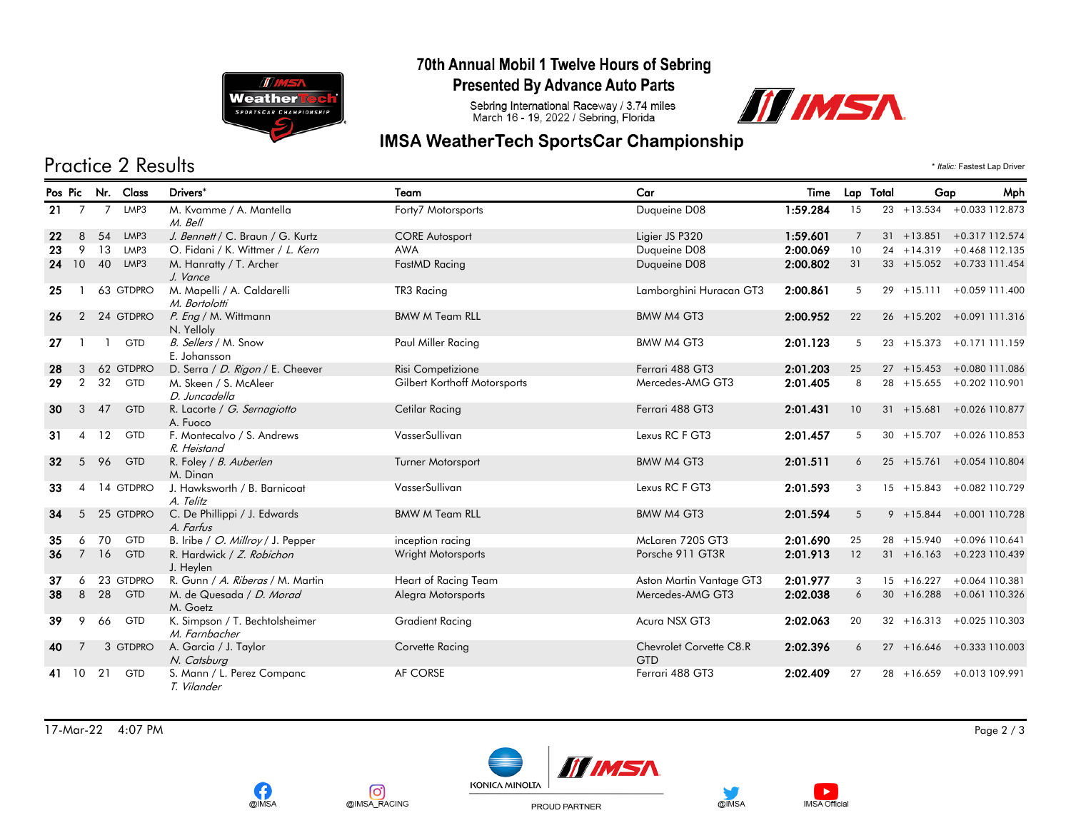# 70th Annual Mobil 1 Twelve Hours of Sebring

## Presented By Advance Auto Parts

Sebring International Raceway / 3.74 miles
March 16 - 19, 2022 / Sebring, Florida

## IMSA WeatherTech SportsCar Championship

## Practice 2 Results

\* *Italic:* Fastest Lap Driver

| Pos | Pic | Nr. | Class | Drivers* | Team | Car | Time | Lap | Total | Gap | | Mph |
|---|---|---|---|---|---|---|---|---|---|---|---|---|
| 21 | 7 | 7 | LMP3 | M. Kvamme / A. Mantella / *M. Bell* | Forty7 Motorsports | Duqueine D08 | 1:59.284 | 15 | 23 | +13.534 | +0.033 | 112.873 |
| 22 | 8 | 54 | LMP3 | *J. Bennett* / C. Braun / G. Kurtz | CORE Autosport | Ligier JS P320 | 1:59.601 | 7 | 31 | +13.851 | +0.317 | 112.574 |
| 23 | 9 | 13 | LMP3 | O. Fidani / K. Wittmer / *L. Kern* | AWA | Duqueine D08 | 2:00.069 | 10 | 24 | +14.319 | +0.468 | 112.135 |
| 24 | 10 | 40 | LMP3 | M. Hanratty / T. Archer / *J. Vance* | FastMD Racing | Duqueine D08 | 2:00.802 | 31 | 33 | +15.052 | +0.733 | 111.454 |
| 25 | 1 | 63 | GTDPRO | M. Mapelli / A. Caldarelli / *M. Bortolotti* | TR3 Racing | Lamborghini Huracan GT3 | 2:00.861 | 5 | 29 | +15.111 | +0.059 | 111.400 |
| 26 | 2 | 24 | GTDPRO | *P. Eng* / M. Wittmann / N. Yelloly | BMW M Team RLL | BMW M4 GT3 | 2:00.952 | 22 | 26 | +15.202 | +0.091 | 111.316 |
| 27 | 1 | 1 | GTD | *B. Sellers* / M. Snow / E. Johansson | Paul Miller Racing | BMW M4 GT3 | 2:01.123 | 5 | 23 | +15.373 | +0.171 | 111.159 |
| 28 | 3 | 62 | GTDPRO | D. Serra / *D. Rigon* / E. Cheever | Risi Competizione | Ferrari 488 GT3 | 2:01.203 | 25 | 27 | +15.453 | +0.080 | 111.086 |
| 29 | 2 | 32 | GTD | M. Skeen / S. McAleer / *D. Juncadella* | Gilbert Korthoff Motorsports | Mercedes-AMG GT3 | 2:01.405 | 8 | 28 | +15.655 | +0.202 | 110.901 |
| 30 | 3 | 47 | GTD | R. Lacorte / *G. Sernagiotto* / A. Fuoco | Cetilar Racing | Ferrari 488 GT3 | 2:01.431 | 10 | 31 | +15.681 | +0.026 | 110.877 |
| 31 | 4 | 12 | GTD | F. Montecalvo / S. Andrews / *R. Heistand* | VasserSullivan | Lexus RC F GT3 | 2:01.457 | 5 | 30 | +15.707 | +0.026 | 110.853 |
| 32 | 5 | 96 | GTD | R. Foley / *B. Auberlen* / M. Dinan | Turner Motorsport | BMW M4 GT3 | 2:01.511 | 6 | 25 | +15.761 | +0.054 | 110.804 |
| 33 | 4 | 14 | GTDPRO | J. Hawksworth / B. Barnicoat / *A. Telitz* | VasserSullivan | Lexus RC F GT3 | 2:01.593 | 3 | 15 | +15.843 | +0.082 | 110.729 |
| 34 | 5 | 25 | GTDPRO | C. De Phillippi / J. Edwards / *A. Farfus* | BMW M Team RLL | BMW M4 GT3 | 2:01.594 | 5 | 9 | +15.844 | +0.001 | 110.728 |
| 35 | 6 | 70 | GTD | B. Iribe / *O. Millroy* / J. Pepper | inception racing | McLaren 720S GT3 | 2:01.690 | 25 | 28 | +15.940 | +0.096 | 110.641 |
| 36 | 7 | 16 | GTD | R. Hardwick / *Z. Robichon* / J. Heylen | Wright Motorsports | Porsche 911 GT3R | 2:01.913 | 12 | 31 | +16.163 | +0.223 | 110.439 |
| 37 | 6 | 23 | GTDPRO | R. Gunn / *A. Riberas* / M. Martin | Heart of Racing Team | Aston Martin Vantage GT3 | 2:01.977 | 3 | 15 | +16.227 | +0.064 | 110.381 |
| 38 | 8 | 28 | GTD | M. de Quesada / *D. Morad* / M. Goetz | Alegra Motorsports | Mercedes-AMG GT3 | 2:02.038 | 6 | 30 | +16.288 | +0.061 | 110.326 |
| 39 | 9 | 66 | GTD | K. Simpson / T. Bechtolsheimer / *M. Farnbacher* | Gradient Racing | Acura NSX GT3 | 2:02.063 | 20 | 32 | +16.313 | +0.025 | 110.303 |
| 40 | 7 | 3 | GTDPRO | A. Garcia / J. Taylor / *N. Catsburg* | Corvette Racing | Chevrolet Corvette C8.R GTD | 2:02.396 | 6 | 27 | +16.646 | +0.333 | 110.003 |
| 41 | 10 | 21 | GTD | S. Mann / L. Perez Companc / *T. Vilander* | AF CORSE | Ferrari 488 GT3 | 2:02.409 | 27 | 28 | +16.659 | +0.013 | 109.991 |

17-Mar-22 4:07 PM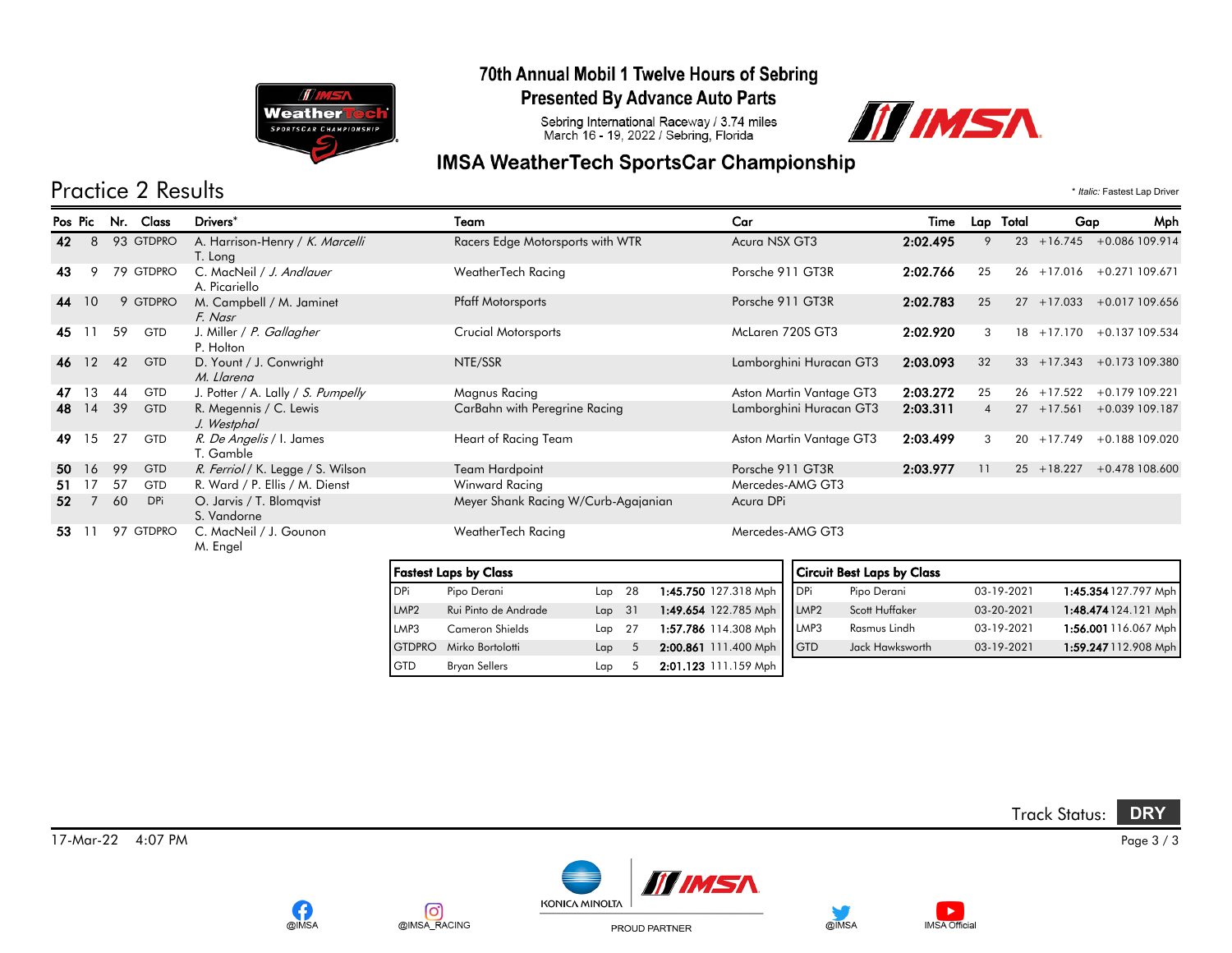# 70th Annual Mobil 1 Twelve Hours of Sebring

## Presented By Advance Auto Parts

Sebring International Raceway / 3.74 miles
March 16 - 19, 2022 / Sebring, Florida

## IMSA WeatherTech SportsCar Championship

## Practice 2 Results

\* *Italic:* Fastest Lap Driver

| Pos | Pic | Nr. | Class | Drivers* | Team | Car | Time | Lap | Total | Gap | | Mph |
|---|---|---|---|---|---|---|---|---|---|---|---|---|
| 42 | 8 | 93 | GTDPRO | A. Harrison-Henry / *K. Marcelli* T. Long | Racers Edge Motorsports with WTR | Acura NSX GT3 | **2:02.495** | 9 | 23 | +16.745 | +0.086 | 109.914 |
| 43 | 9 | 79 | GTDPRO | C. MacNeil / *J. Andlauer* A. Picariello | WeatherTech Racing | Porsche 911 GT3R | **2:02.766** | 25 | 26 | +17.016 | +0.271 | 109.671 |
| 44 | 10 | 9 | GTDPRO | M. Campbell / M. Jaminet *F. Nasr* | Pfaff Motorsports | Porsche 911 GT3R | **2:02.783** | 25 | 27 | +17.033 | +0.017 | 109.656 |
| 45 | 11 | 59 | GTD | J. Miller / *P. Gallagher* P. Holton | Crucial Motorsports | McLaren 720S GT3 | **2:02.920** | 3 | 18 | +17.170 | +0.137 | 109.534 |
| 46 | 12 | 42 | GTD | D. Yount / J. Conwright *M. Llarena* | NTE/SSR | Lamborghini Huracan GT3 | **2:03.093** | 32 | 33 | +17.343 | +0.173 | 109.380 |
| 47 | 13 | 44 | GTD | J. Potter / A. Lally / *S. Pumpelly* | Magnus Racing | Aston Martin Vantage GT3 | **2:03.272** | 25 | 26 | +17.522 | +0.179 | 109.221 |
| 48 | 14 | 39 | GTD | R. Megennis / C. Lewis *J. Westphal* | CarBahn with Peregrine Racing | Lamborghini Huracan GT3 | **2:03.311** | 4 | 27 | +17.561 | +0.039 | 109.187 |
| 49 | 15 | 27 | GTD | *R. De Angelis* / I. James T. Gamble | Heart of Racing Team | Aston Martin Vantage GT3 | **2:03.499** | 3 | 20 | +17.749 | +0.188 | 109.020 |
| 50 | 16 | 99 | GTD | *R. Ferriol* / K. Legge / S. Wilson | Team Hardpoint | Porsche 911 GT3R | **2:03.977** | 11 | 25 | +18.227 | +0.478 | 108.600 |
| 51 | 17 | 57 | GTD | R. Ward / P. Ellis / M. Dienst | Winward Racing | Mercedes-AMG GT3 | | | | | | |
| 52 | 7 | 60 | DPi | O. Jarvis / T. Blomqvist S. Vandorne | Meyer Shank Racing W/Curb-Agajanian | Acura DPi | | | | | | |
| 53 | 11 | 97 | GTDPRO | C. MacNeil / J. Gounon M. Engel | WeatherTech Racing | Mercedes-AMG GT3 | | | | | | |

**Fastest Laps by Class**

| | | | | | |
|---|---|---|---|---|---|
| DPi | Pipo Derani | Lap | 28 | **1:45.750** | 127.318 Mph |
| LMP2 | Rui Pinto de Andrade | Lap | 31 | **1:49.654** | 122.785 Mph |
| LMP3 | Cameron Shields | Lap | 27 | **1:57.786** | 114.308 Mph |
| GTDPRO | Mirko Bortolotti | Lap | 5 | **2:00.861** | 111.400 Mph |
| GTD | Bryan Sellers | Lap | 5 | **2:01.123** | 111.159 Mph |

**Circuit Best Laps by Class**

| | | | | |
|---|---|---|---|---|
| DPi | Pipo Derani | 03-19-2021 | **1:45.354** | 127.797 Mph |
| LMP2 | Scott Huffaker | 03-20-2021 | **1:48.474** | 124.121 Mph |
| LMP3 | Rasmus Lindh | 03-19-2021 | **1:56.001** | 116.067 Mph |
| GTD | Jack Hawksworth | 03-19-2021 | **1:59.247** | 112.908 Mph |

Track Status: **DRY**

17-Mar-22 4:07 PM

@IMSA @IMSA_RACING KONICA MINOLTA PROUD PARTNER @IMSA IMSA Official